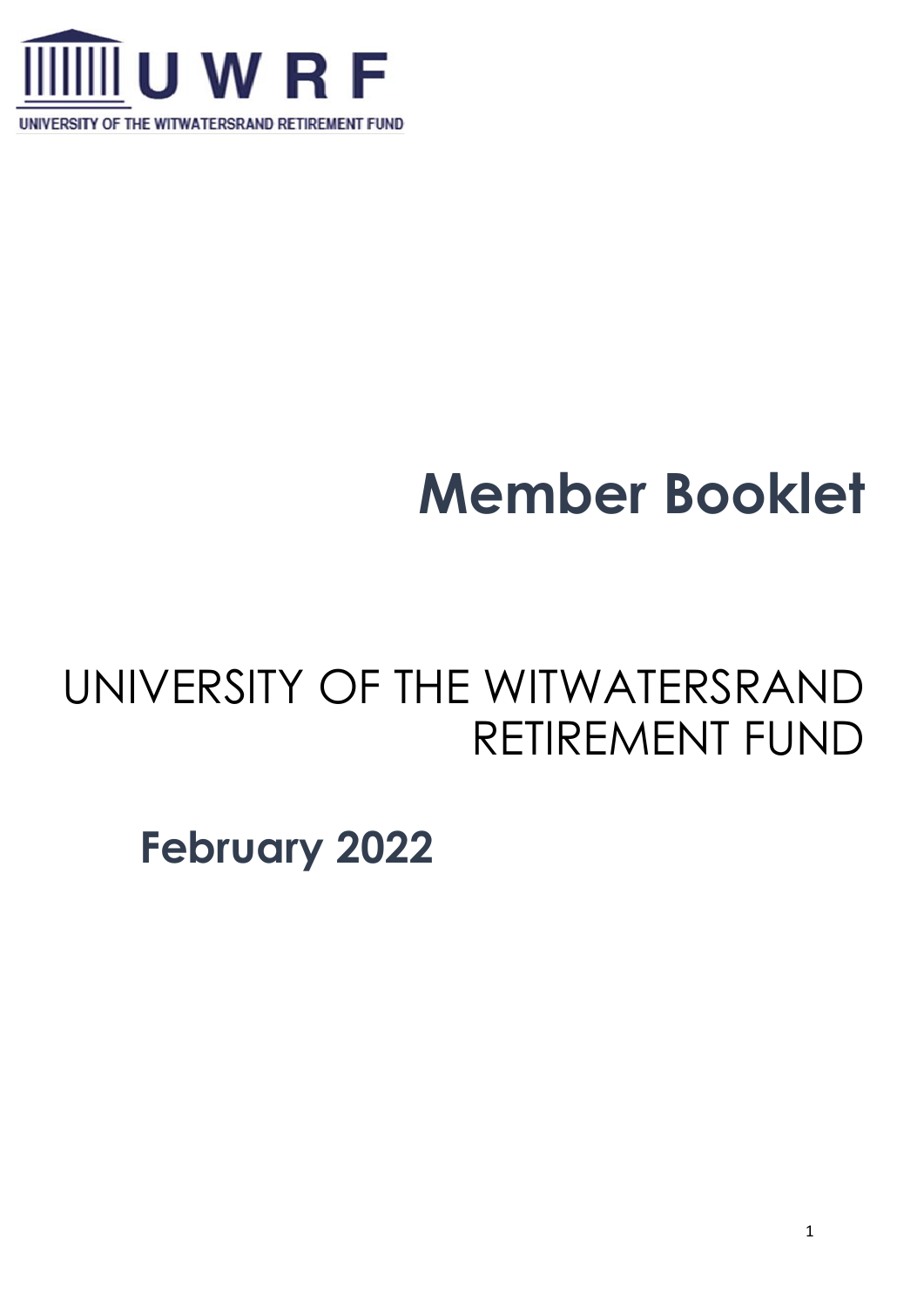UWRF

UNIVERSITY OF THE WITWATERSRAND RETIREMENT FUND

# Member Booklet

## UNIVERSITY OF THE WITWATERSRAND RETIREMENT FUND

**February 2022**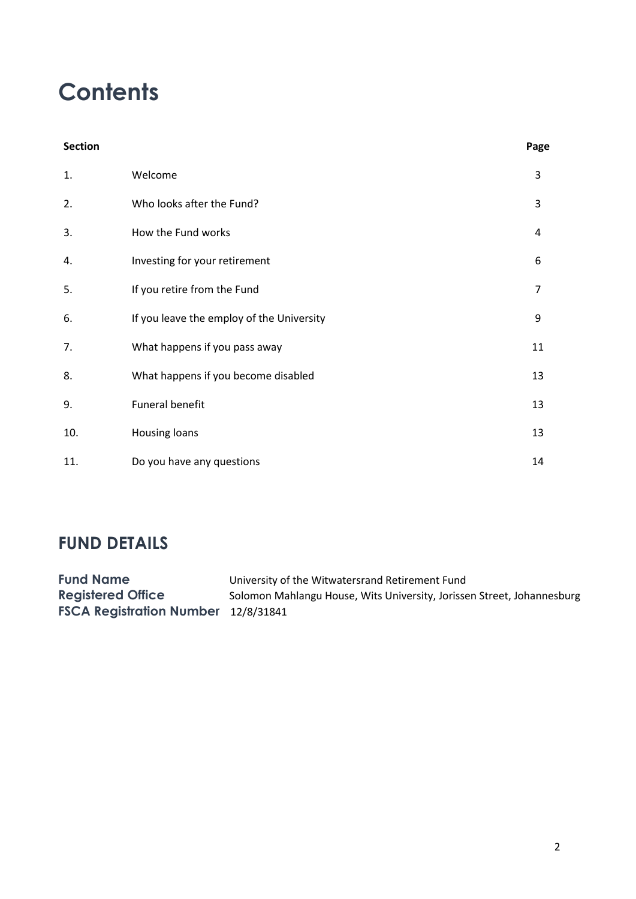# Contents

| Section | | Page |
|---|---|---|
| 1. | Welcome | 3 |
| 2. | Who looks after the Fund? | 3 |
| 3. | How the Fund works | 4 |
| 4. | Investing for your retirement | 6 |
| 5. | If you retire from the Fund | 7 |
| 6. | If you leave the employ of the University | 9 |
| 7. | What happens if you pass away | 11 |
| 8. | What happens if you become disabled | 13 |
| 9. | Funeral benefit | 13 |
| 10. | Housing loans | 13 |
| 11. | Do you have any questions | 14 |

## FUND DETAILS

**Fund Name** University of the Witwatersrand Retirement Fund
**Registered Office** Solomon Mahlangu House, Wits University, Jorissen Street, Johannesburg
**FSCA Registration Number** 12/8/31841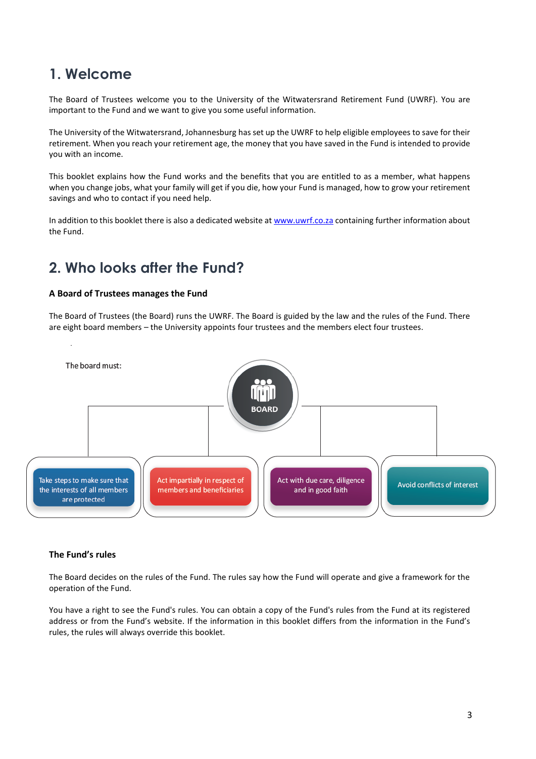# 1. Welcome

The Board of Trustees welcome you to the University of the Witwatersrand Retirement Fund (UWRF). You are important to the Fund and we want to give you some useful information.

The University of the Witwatersrand, Johannesburg has set up the UWRF to help eligible employees to save for their retirement. When you reach your retirement age, the money that you have saved in the Fund is intended to provide you with an income.

This booklet explains how the Fund works and the benefits that you are entitled to as a member, what happens when you change jobs, what your family will get if you die, how your Fund is managed, how to grow your retirement savings and who to contact if you need help.

In addition to this booklet there is also a dedicated website at www.uwrf.co.za containing further information about the Fund.

# 2. Who looks after the Fund?

### A Board of Trustees manages the Fund

The Board of Trustees (the Board) runs the UWRF. The Board is guided by the law and the rules of the Fund. There are eight board members – the University appoints four trustees and the members elect four trustees.

The board must:

BOARD

- Take steps to make sure that the interests of all members are protected
- Act impartially in respect of members and beneficiaries
- Act with due care, diligence and in good faith
- Avoid conflicts of interest

### The Fund's rules

The Board decides on the rules of the Fund. The rules say how the Fund will operate and give a framework for the operation of the Fund.

You have a right to see the Fund's rules. You can obtain a copy of the Fund's rules from the Fund at its registered address or from the Fund's website. If the information in this booklet differs from the information in the Fund's rules, the rules will always override this booklet.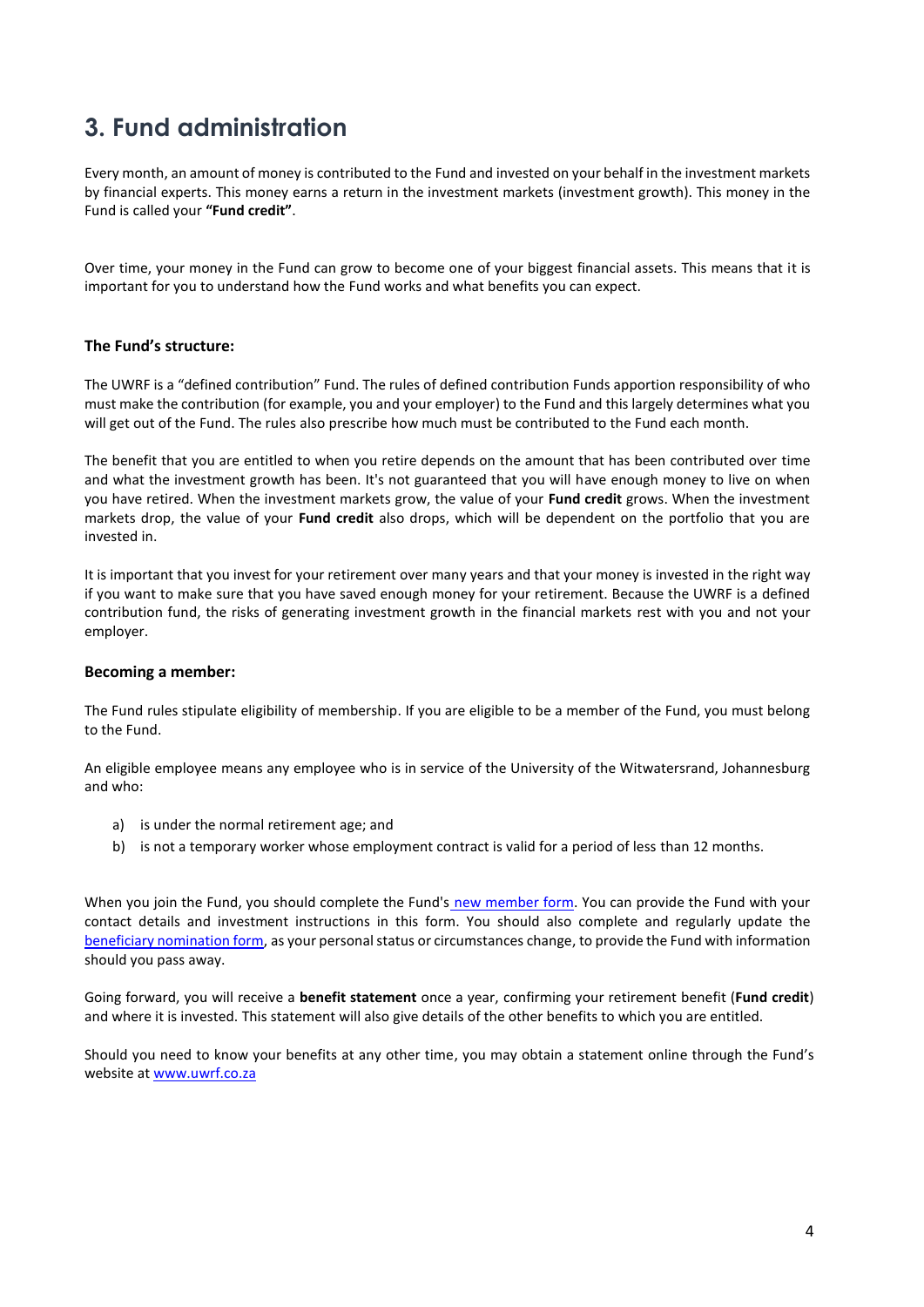## 3. Fund administration

Every month, an amount of money is contributed to the Fund and invested on your behalf in the investment markets by financial experts. This money earns a return in the investment markets (investment growth). This money in the Fund is called your **"Fund credit"**.

Over time, your money in the Fund can grow to become one of your biggest financial assets. This means that it is important for you to understand how the Fund works and what benefits you can expect.

### The Fund's structure:

The UWRF is a "defined contribution" Fund. The rules of defined contribution Funds apportion responsibility of who must make the contribution (for example, you and your employer) to the Fund and this largely determines what you will get out of the Fund. The rules also prescribe how much must be contributed to the Fund each month.

The benefit that you are entitled to when you retire depends on the amount that has been contributed over time and what the investment growth has been. It's not guaranteed that you will have enough money to live on when you have retired. When the investment markets grow, the value of your **Fund credit** grows. When the investment markets drop, the value of your **Fund credit** also drops, which will be dependent on the portfolio that you are invested in.

It is important that you invest for your retirement over many years and that your money is invested in the right way if you want to make sure that you have saved enough money for your retirement. Because the UWRF is a defined contribution fund, the risks of generating investment growth in the financial markets rest with you and not your employer.

### Becoming a member:

The Fund rules stipulate eligibility of membership. If you are eligible to be a member of the Fund, you must belong to the Fund.

An eligible employee means any employee who is in service of the University of the Witwatersrand, Johannesburg and who:

a) is under the normal retirement age; and
b) is not a temporary worker whose employment contract is valid for a period of less than 12 months.

When you join the Fund, you should complete the Fund's new member form. You can provide the Fund with your contact details and investment instructions in this form. You should also complete and regularly update the beneficiary nomination form, as your personal status or circumstances change, to provide the Fund with information should you pass away.

Going forward, you will receive a **benefit statement** once a year, confirming your retirement benefit (**Fund credit**) and where it is invested. This statement will also give details of the other benefits to which you are entitled.

Should you need to know your benefits at any other time, you may obtain a statement online through the Fund's website at www.uwrf.co.za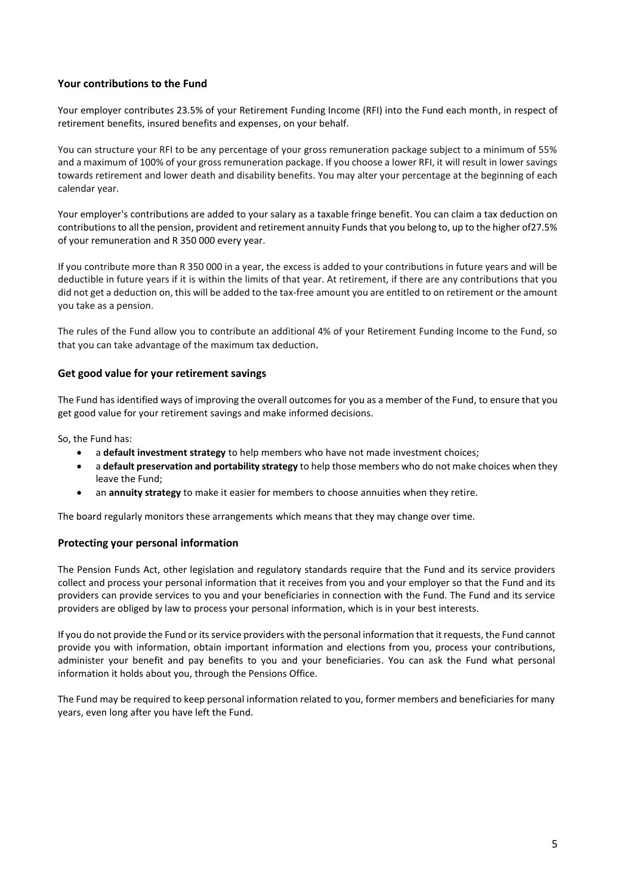## Your contributions to the Fund

Your employer contributes 23.5% of your Retirement Funding Income (RFI) into the Fund each month, in respect of retirement benefits, insured benefits and expenses, on your behalf.

You can structure your RFI to be any percentage of your gross remuneration package subject to a minimum of 55% and a maximum of 100% of your gross remuneration package. If you choose a lower RFI, it will result in lower savings towards retirement and lower death and disability benefits. You may alter your percentage at the beginning of each calendar year.

Your employer's contributions are added to your salary as a taxable fringe benefit. You can claim a tax deduction on contributions to all the pension, provident and retirement annuity Funds that you belong to, up to the higher of27.5% of your remuneration and R 350 000 every year.

If you contribute more than R 350 000 in a year, the excess is added to your contributions in future years and will be deductible in future years if it is within the limits of that year. At retirement, if there are any contributions that you did not get a deduction on, this will be added to the tax-free amount you are entitled to on retirement or the amount you take as a pension.

The rules of the Fund allow you to contribute an additional 4% of your Retirement Funding Income to the Fund, so that you can take advantage of the maximum tax deduction.

## Get good value for your retirement savings

The Fund has identified ways of improving the overall outcomes for you as a member of the Fund, to ensure that you get good value for your retirement savings and make informed decisions.

So, the Fund has:

- a **default investment strategy** to help members who have not made investment choices;
- a **default preservation and portability strategy** to help those members who do not make choices when they leave the Fund;
- an **annuity strategy** to make it easier for members to choose annuities when they retire.

The board regularly monitors these arrangements which means that they may change over time.

## Protecting your personal information

The Pension Funds Act, other legislation and regulatory standards require that the Fund and its service providers collect and process your personal information that it receives from you and your employer so that the Fund and its providers can provide services to you and your beneficiaries in connection with the Fund. The Fund and its service providers are obliged by law to process your personal information, which is in your best interests.

If you do not provide the Fund or its service providers with the personal information that it requests, the Fund cannot provide you with information, obtain important information and elections from you, process your contributions, administer your benefit and pay benefits to you and your beneficiaries. You can ask the Fund what personal information it holds about you, through the Pensions Office.

The Fund may be required to keep personal information related to you, former members and beneficiaries for many years, even long after you have left the Fund.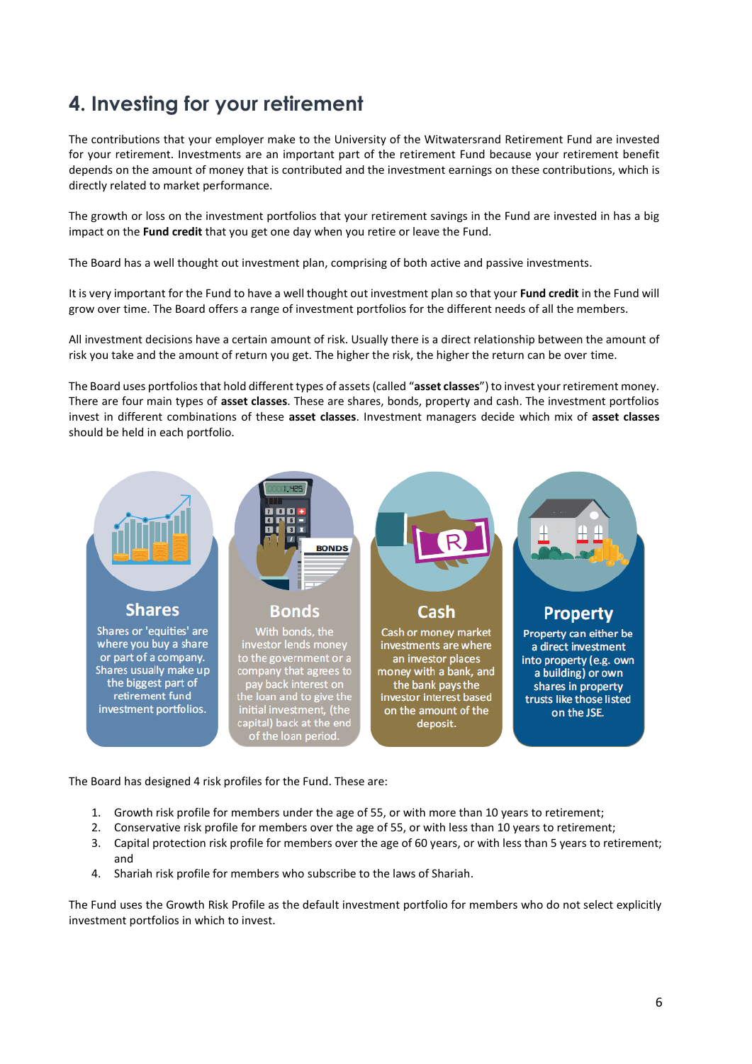# 4. Investing for your retirement

The contributions that your employer make to the University of the Witwatersrand Retirement Fund are invested for your retirement. Investments are an important part of the retirement Fund because your retirement benefit depends on the amount of money that is contributed and the investment earnings on these contributions, which is directly related to market performance.

The growth or loss on the investment portfolios that your retirement savings in the Fund are invested in has a big impact on the **Fund credit** that you get one day when you retire or leave the Fund.

The Board has a well thought out investment plan, comprising of both active and passive investments.

It is very important for the Fund to have a well thought out investment plan so that your **Fund credit** in the Fund will grow over time. The Board offers a range of investment portfolios for the different needs of all the members.

All investment decisions have a certain amount of risk. Usually there is a direct relationship between the amount of risk you take and the amount of return you get. The higher the risk, the higher the return can be over time.

The Board uses portfolios that hold different types of assets (called "**asset classes**") to invest your retirement money. There are four main types of **asset classes**. These are shares, bonds, property and cash. The investment portfolios invest in different combinations of these **asset classes**. Investment managers decide which mix of **asset classes** should be held in each portfolio.

**Shares**

Shares or 'equities' are where you buy a share or part of a company. Shares usually make up the biggest part of retirement fund investment portfolios.

**Bonds**

With bonds, the investor lends money to the government or a company that agrees to pay back interest on the loan and to give the initial investment, (the capital) back at the end of the loan period.

**Cash**

Cash or money market investments are where an investor places money with a bank, and the bank pays the investor interest based on the amount of the deposit.

**Property**

Property can either be a direct investment into property (e.g. own a building) or own shares in property trusts like those listed on the JSE.

The Board has designed 4 risk profiles for the Fund. These are:

1. Growth risk profile for members under the age of 55, or with more than 10 years to retirement;
2. Conservative risk profile for members over the age of 55, or with less than 10 years to retirement;
3. Capital protection risk profile for members over the age of 60 years, or with less than 5 years to retirement; and
4. Shariah risk profile for members who subscribe to the laws of Shariah.

The Fund uses the Growth Risk Profile as the default investment portfolio for members who do not select explicitly investment portfolios in which to invest.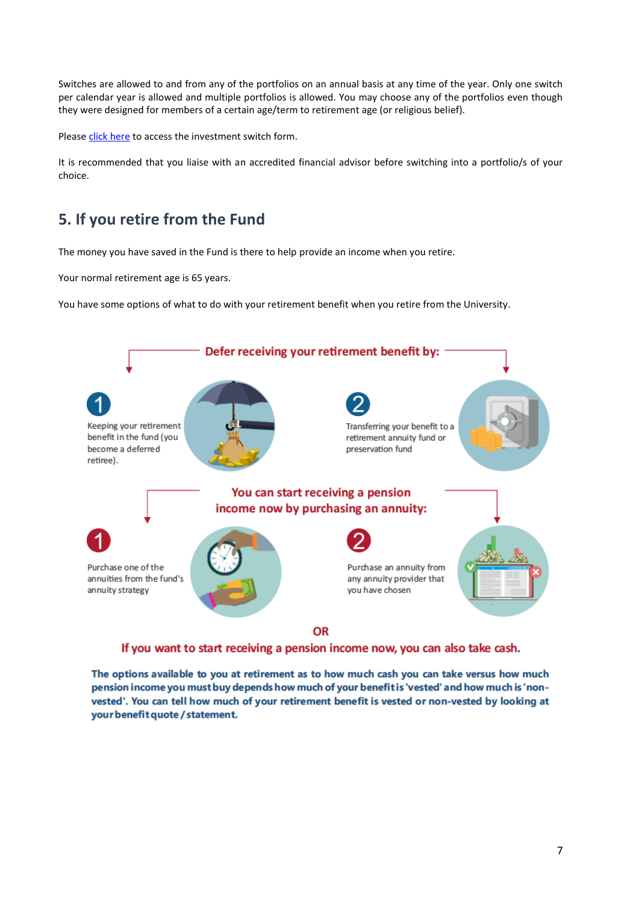Switches are allowed to and from any of the portfolios on an annual basis at any time of the year. Only one switch per calendar year is allowed and multiple portfolios is allowed. You may choose any of the portfolios even though they were designed for members of a certain age/term to retirement age (or religious belief).

Please click here to access the investment switch form.

It is recommended that you liaise with an accredited financial advisor before switching into a portfolio/s of your choice.

## 5. If you retire from the Fund

The money you have saved in the Fund is there to help provide an income when you retire.

Your normal retirement age is 65 years.

You have some options of what to do with your retirement benefit when you retire from the University.

**Defer receiving your retirement benefit by:**

1. Keeping your retirement benefit in the fund (you become a deferred retiree).
2. Transferring your benefit to a retirement annuity fund or preservation fund

**You can start receiving a pension income now by purchasing an annuity:**

1. Purchase one of the annuities from the fund's annuity strategy
2. Purchase an annuity from any annuity provider that you have chosen

**OR**

**If you want to start receiving a pension income now, you can also take cash.**

**The options available to you at retirement as to how much cash you can take versus how much pension income you must buy depends how much of your benefit is 'vested' and how much is 'non-vested'. You can tell how much of your retirement benefit is vested or non-vested by looking at your benefit quote / statement.**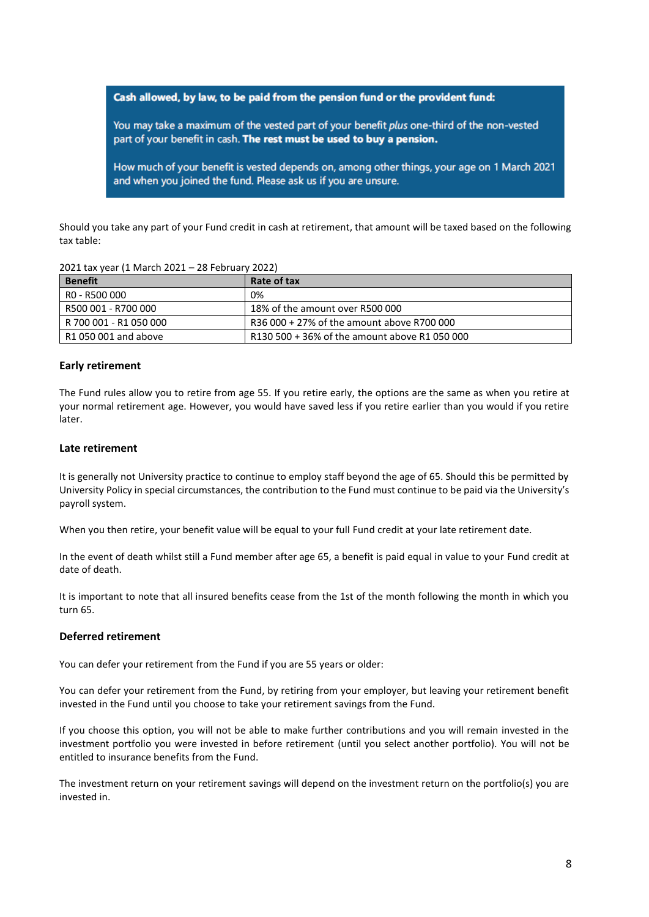**Cash allowed, by law, to be paid from the pension fund or the provident fund:**

You may take a maximum of the vested part of your benefit *plus* one-third of the non-vested part of your benefit in cash. **The rest must be used to buy a pension.**

How much of your benefit is vested depends on, among other things, your age on 1 March 2021 and when you joined the fund. Please ask us if you are unsure.

Should you take any part of your Fund credit in cash at retirement, that amount will be taxed based on the following tax table:

2021 tax year (1 March 2021 – 28 February 2022)

| Benefit | Rate of tax |
|---|---|
| R0 - R500 000 | 0% |
| R500 001 - R700 000 | 18% of the amount over R500 000 |
| R 700 001 - R1 050 000 | R36 000 + 27% of the amount above R700 000 |
| R1 050 001 and above | R130 500 + 36% of the amount above R1 050 000 |

### Early retirement

The Fund rules allow you to retire from age 55. If you retire early, the options are the same as when you retire at your normal retirement age. However, you would have saved less if you retire earlier than you would if you retire later.

### Late retirement

It is generally not University practice to continue to employ staff beyond the age of 65. Should this be permitted by University Policy in special circumstances, the contribution to the Fund must continue to be paid via the University's payroll system.

When you then retire, your benefit value will be equal to your full Fund credit at your late retirement date.

In the event of death whilst still a Fund member after age 65, a benefit is paid equal in value to your Fund credit at date of death.

It is important to note that all insured benefits cease from the 1st of the month following the month in which you turn 65.

### Deferred retirement

You can defer your retirement from the Fund if you are 55 years or older:

You can defer your retirement from the Fund, by retiring from your employer, but leaving your retirement benefit invested in the Fund until you choose to take your retirement savings from the Fund.

If you choose this option, you will not be able to make further contributions and you will remain invested in the investment portfolio you were invested in before retirement (until you select another portfolio). You will not be entitled to insurance benefits from the Fund.

The investment return on your retirement savings will depend on the investment return on the portfolio(s) you are invested in.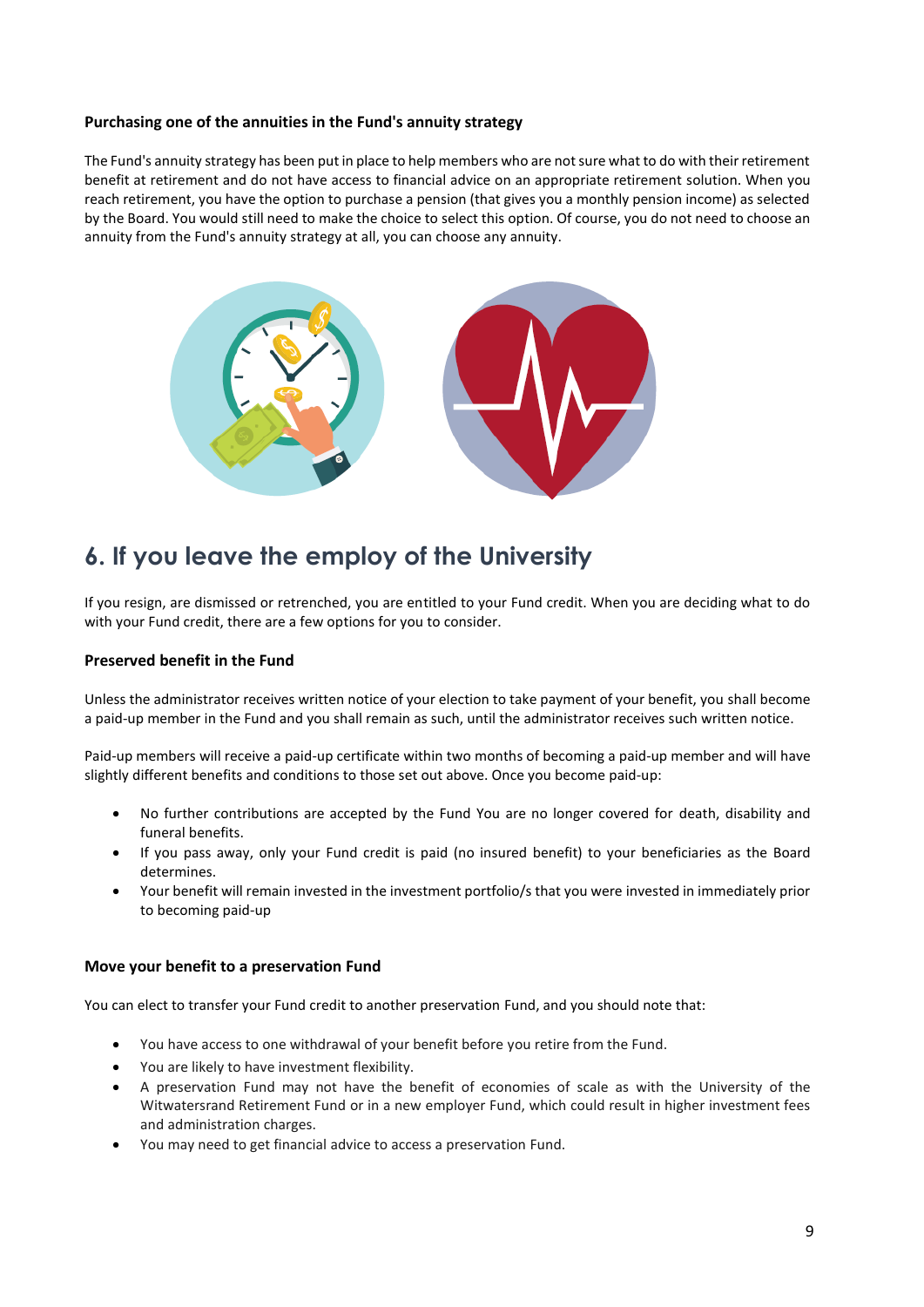### Purchasing one of the annuities in the Fund's annuity strategy

The Fund's annuity strategy has been put in place to help members who are not sure what to do with their retirement benefit at retirement and do not have access to financial advice on an appropriate retirement solution. When you reach retirement, you have the option to purchase a pension (that gives you a monthly pension income) as selected by the Board. You would still need to make the choice to select this option. Of course, you do not need to choose an annuity from the Fund's annuity strategy at all, you can choose any annuity.

## 6. If you leave the employ of the University

If you resign, are dismissed or retrenched, you are entitled to your Fund credit. When you are deciding what to do with your Fund credit, there are a few options for you to consider.

### Preserved benefit in the Fund

Unless the administrator receives written notice of your election to take payment of your benefit, you shall become a paid-up member in the Fund and you shall remain as such, until the administrator receives such written notice.

Paid-up members will receive a paid-up certificate within two months of becoming a paid-up member and will have slightly different benefits and conditions to those set out above. Once you become paid-up:

- No further contributions are accepted by the Fund You are no longer covered for death, disability and funeral benefits.
- If you pass away, only your Fund credit is paid (no insured benefit) to your beneficiaries as the Board determines.
- Your benefit will remain invested in the investment portfolio/s that you were invested in immediately prior to becoming paid-up

### Move your benefit to a preservation Fund

You can elect to transfer your Fund credit to another preservation Fund, and you should note that:

- You have access to one withdrawal of your benefit before you retire from the Fund.
- You are likely to have investment flexibility.
- A preservation Fund may not have the benefit of economies of scale as with the University of the Witwatersrand Retirement Fund or in a new employer Fund, which could result in higher investment fees and administration charges.
- You may need to get financial advice to access a preservation Fund.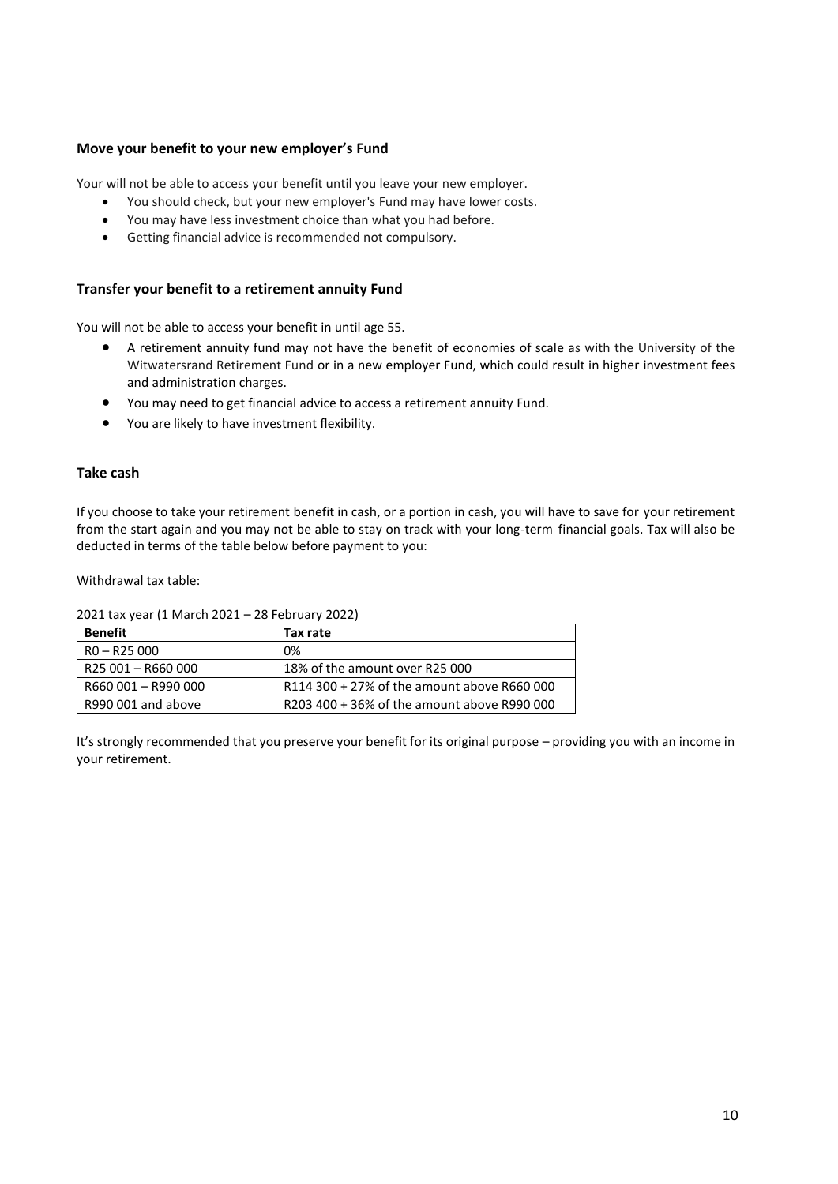### Move your benefit to your new employer's Fund

Your will not be able to access your benefit until you leave your new employer.

- You should check, but your new employer's Fund may have lower costs.
- You may have less investment choice than what you had before.
- Getting financial advice is recommended not compulsory.

### Transfer your benefit to a retirement annuity Fund

You will not be able to access your benefit in until age 55.

- A retirement annuity fund may not have the benefit of economies of scale as with the University of the Witwatersrand Retirement Fund or in a new employer Fund, which could result in higher investment fees and administration charges.
- You may need to get financial advice to access a retirement annuity Fund.
- You are likely to have investment flexibility.

### Take cash

If you choose to take your retirement benefit in cash, or a portion in cash, you will have to save for your retirement from the start again and you may not be able to stay on track with your long-term financial goals. Tax will also be deducted in terms of the table below before payment to you:

Withdrawal tax table:

2021 tax year (1 March 2021 – 28 February 2022)

| Benefit | Tax rate |
|---|---|
| R0 – R25 000 | 0% |
| R25 001 – R660 000 | 18% of the amount over R25 000 |
| R660 001 – R990 000 | R114 300 + 27% of the amount above R660 000 |
| R990 001 and above | R203 400 + 36% of the amount above R990 000 |

It's strongly recommended that you preserve your benefit for its original purpose – providing you with an income in your retirement.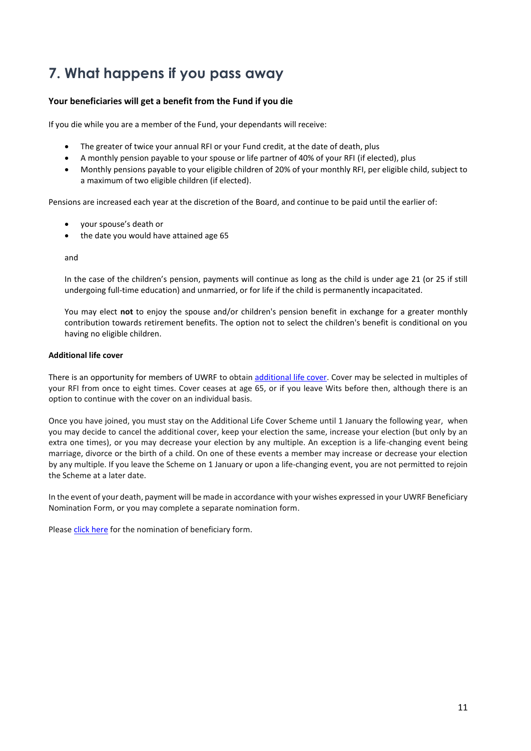# 7. What happens if you pass away

**Your beneficiaries will get a benefit from the Fund if you die**

If you die while you are a member of the Fund, your dependants will receive:

- The greater of twice your annual RFI or your Fund credit, at the date of death, plus
- A monthly pension payable to your spouse or life partner of 40% of your RFI (if elected), plus
- Monthly pensions payable to your eligible children of 20% of your monthly RFI, per eligible child, subject to a maximum of two eligible children (if elected).

Pensions are increased each year at the discretion of the Board, and continue to be paid until the earlier of:

- your spouse's death or
- the date you would have attained age 65

and

In the case of the children's pension, payments will continue as long as the child is under age 21 (or 25 if still undergoing full-time education) and unmarried, or for life if the child is permanently incapacitated.

You may elect **not** to enjoy the spouse and/or children's pension benefit in exchange for a greater monthly contribution towards retirement benefits. The option not to select the children's benefit is conditional on you having no eligible children.

**Additional life cover**

There is an opportunity for members of UWRF to obtain additional life cover. Cover may be selected in multiples of your RFI from once to eight times. Cover ceases at age 65, or if you leave Wits before then, although there is an option to continue with the cover on an individual basis.

Once you have joined, you must stay on the Additional Life Cover Scheme until 1 January the following year, when you may decide to cancel the additional cover, keep your election the same, increase your election (but only by an extra one times), or you may decrease your election by any multiple. An exception is a life-changing event being marriage, divorce or the birth of a child. On one of these events a member may increase or decrease your election by any multiple. If you leave the Scheme on 1 January or upon a life-changing event, you are not permitted to rejoin the Scheme at a later date.

In the event of your death, payment will be made in accordance with your wishes expressed in your UWRF Beneficiary Nomination Form, or you may complete a separate nomination form.

Please click here for the nomination of beneficiary form.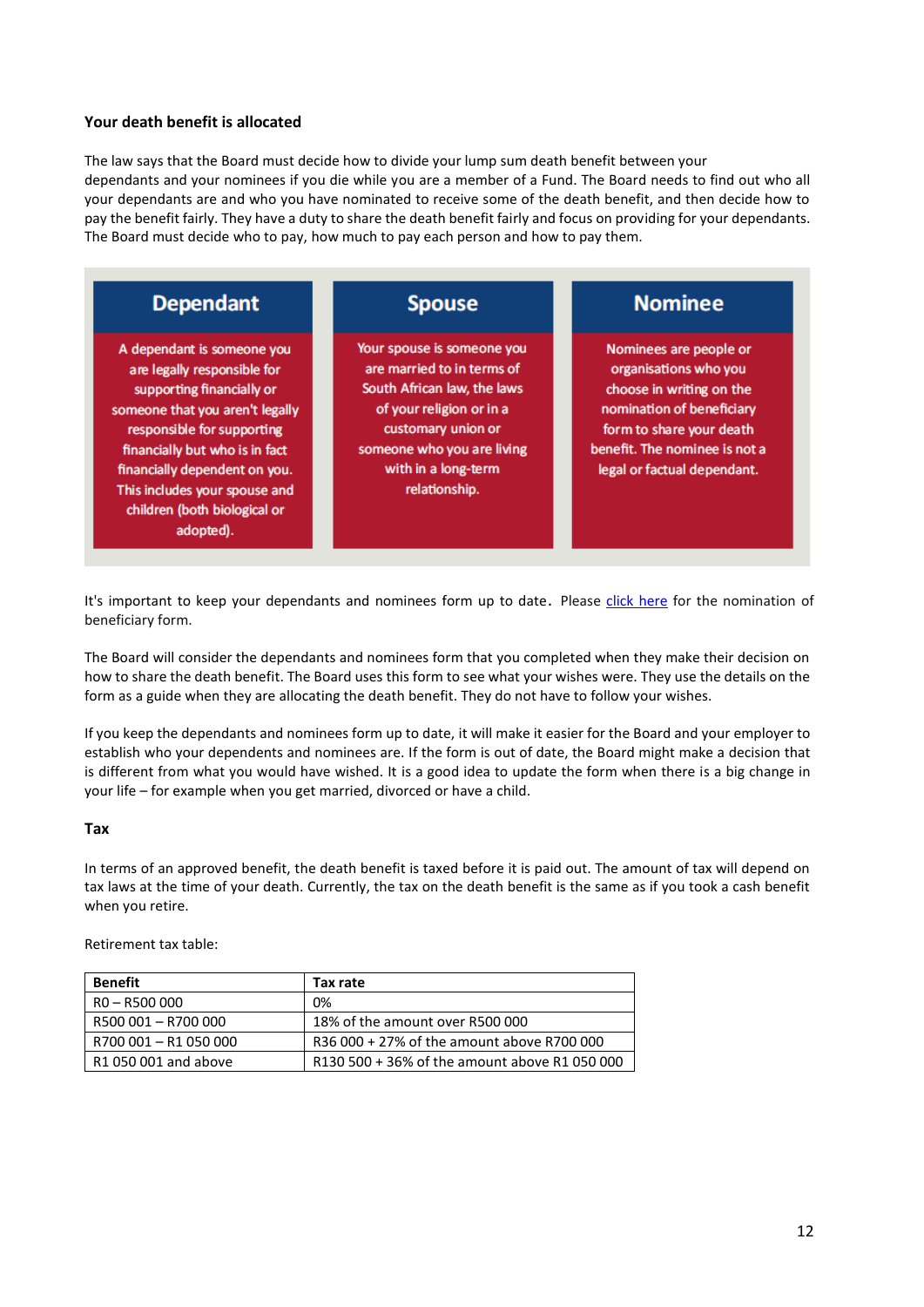**Your death benefit is allocated**

The law says that the Board must decide how to divide your lump sum death benefit between your dependants and your nominees if you die while you are a member of a Fund. The Board needs to find out who all your dependants are and who you have nominated to receive some of the death benefit, and then decide how to pay the benefit fairly. They have a duty to share the death benefit fairly and focus on providing for your dependants. The Board must decide who to pay, how much to pay each person and how to pay them.

| Dependant | Spouse | Nominee |
|---|---|---|
| A dependant is someone you are legally responsible for supporting financially or someone that you aren't legally responsible for supporting financially but who is in fact financially dependent on you. This includes your spouse and children (both biological or adopted). | Your spouse is someone you are married to in terms of South African law, the laws of your religion or in a customary union or someone who you are living with in a long-term relationship. | Nominees are people or organisations who you choose in writing on the nomination of beneficiary form to share your death benefit. The nominee is not a legal or factual dependant. |

It's important to keep your dependants and nominees form up to date. Please [click here]() for the nomination of beneficiary form.

The Board will consider the dependants and nominees form that you completed when they make their decision on how to share the death benefit. The Board uses this form to see what your wishes were. They use the details on the form as a guide when they are allocating the death benefit. They do not have to follow your wishes.

If you keep the dependants and nominees form up to date, it will make it easier for the Board and your employer to establish who your dependents and nominees are. If the form is out of date, the Board might make a decision that is different from what you would have wished. It is a good idea to update the form when there is a big change in your life – for example when you get married, divorced or have a child.

**Tax**

In terms of an approved benefit, the death benefit is taxed before it is paid out. The amount of tax will depend on tax laws at the time of your death. Currently, the tax on the death benefit is the same as if you took a cash benefit when you retire.

Retirement tax table:

| Benefit | Tax rate |
|---|---|
| R0 – R500 000 | 0% |
| R500 001 – R700 000 | 18% of the amount over R500 000 |
| R700 001 – R1 050 000 | R36 000 + 27% of the amount above R700 000 |
| R1 050 001 and above | R130 500 + 36% of the amount above R1 050 000 |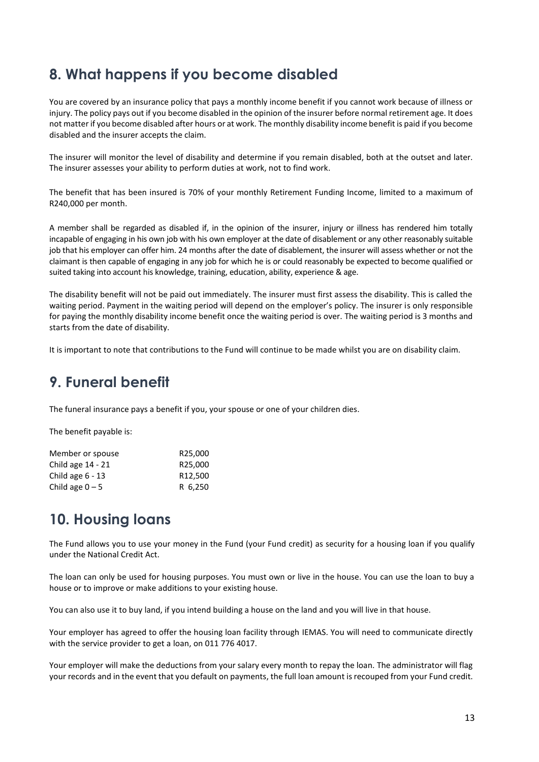## 8. What happens if you become disabled

You are covered by an insurance policy that pays a monthly income benefit if you cannot work because of illness or injury. The policy pays out if you become disabled in the opinion of the insurer before normal retirement age. It does not matter if you become disabled after hours or at work. The monthly disability income benefit is paid if you become disabled and the insurer accepts the claim.

The insurer will monitor the level of disability and determine if you remain disabled, both at the outset and later. The insurer assesses your ability to perform duties at work, not to find work.

The benefit that has been insured is 70% of your monthly Retirement Funding Income, limited to a maximum of R240,000 per month.

A member shall be regarded as disabled if, in the opinion of the insurer, injury or illness has rendered him totally incapable of engaging in his own job with his own employer at the date of disablement or any other reasonably suitable job that his employer can offer him. 24 months after the date of disablement, the insurer will assess whether or not the claimant is then capable of engaging in any job for which he is or could reasonably be expected to become qualified or suited taking into account his knowledge, training, education, ability, experience & age.

The disability benefit will not be paid out immediately. The insurer must first assess the disability. This is called the waiting period. Payment in the waiting period will depend on the employer's policy. The insurer is only responsible for paying the monthly disability income benefit once the waiting period is over. The waiting period is 3 months and starts from the date of disability.

It is important to note that contributions to the Fund will continue to be made whilst you are on disability claim.

## 9. Funeral benefit

The funeral insurance pays a benefit if you, your spouse or one of your children dies.

The benefit payable is:

| | |
|---|---|
| Member or spouse | R25,000 |
| Child age 14 - 21 | R25,000 |
| Child age 6 - 13 | R12,500 |
| Child age 0 – 5 | R 6,250 |

## 10. Housing loans

The Fund allows you to use your money in the Fund (your Fund credit) as security for a housing loan if you qualify under the National Credit Act.

The loan can only be used for housing purposes. You must own or live in the house. You can use the loan to buy a house or to improve or make additions to your existing house.

You can also use it to buy land, if you intend building a house on the land and you will live in that house.

Your employer has agreed to offer the housing loan facility through IEMAS. You will need to communicate directly with the service provider to get a loan, on 011 776 4017.

Your employer will make the deductions from your salary every month to repay the loan. The administrator will flag your records and in the event that you default on payments, the full loan amount is recouped from your Fund credit.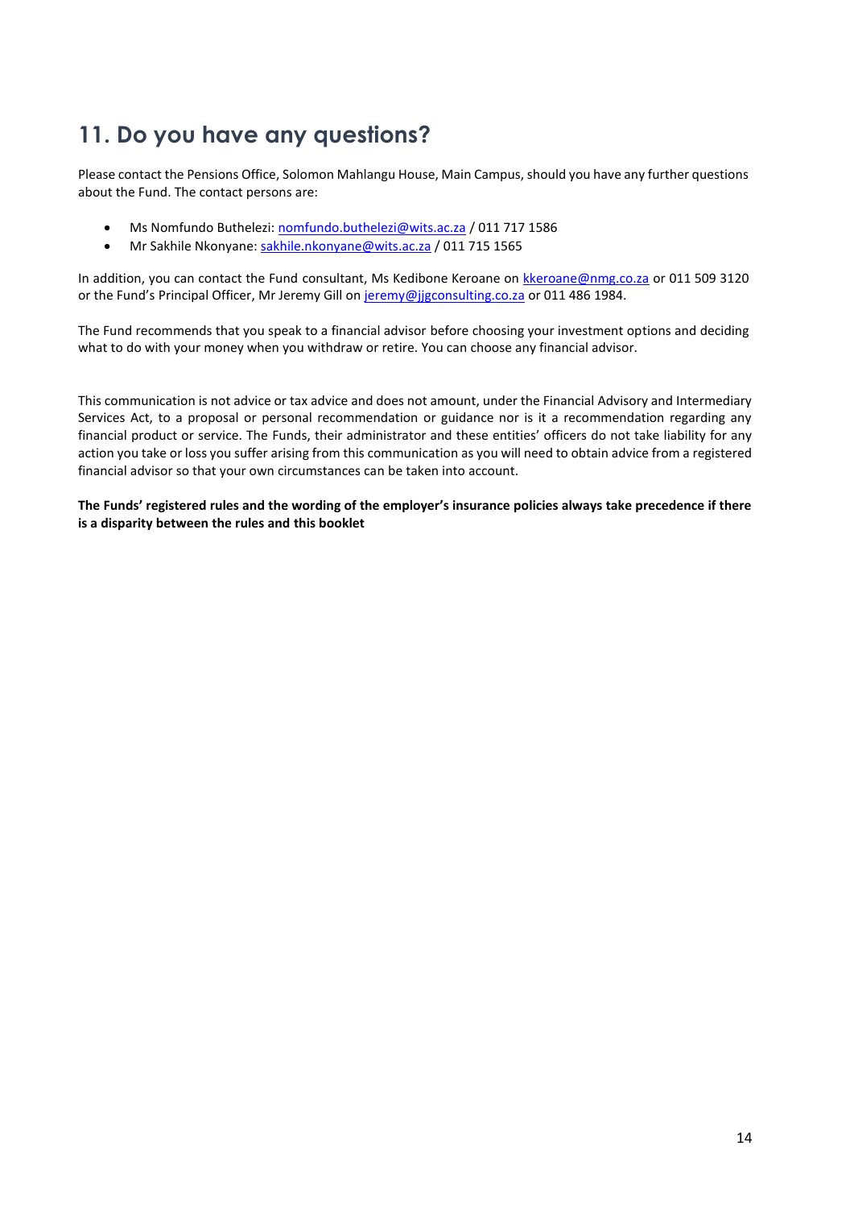## 11. Do you have any questions?

Please contact the Pensions Office, Solomon Mahlangu House, Main Campus, should you have any further questions about the Fund. The contact persons are:

- Ms Nomfundo Buthelezi: nomfundo.buthelezi@wits.ac.za / 011 717 1586
- Mr Sakhile Nkonyane: sakhile.nkonyane@wits.ac.za / 011 715 1565

In addition, you can contact the Fund consultant, Ms Kedibone Keroane on kkeroane@nmg.co.za or 011 509 3120 or the Fund's Principal Officer, Mr Jeremy Gill on jeremy@jjgconsulting.co.za or 011 486 1984.

The Fund recommends that you speak to a financial advisor before choosing your investment options and deciding what to do with your money when you withdraw or retire. You can choose any financial advisor.

This communication is not advice or tax advice and does not amount, under the Financial Advisory and Intermediary Services Act, to a proposal or personal recommendation or guidance nor is it a recommendation regarding any financial product or service. The Funds, their administrator and these entities' officers do not take liability for any action you take or loss you suffer arising from this communication as you will need to obtain advice from a registered financial advisor so that your own circumstances can be taken into account.

**The Funds' registered rules and the wording of the employer's insurance policies always take precedence if there is a disparity between the rules and this booklet**